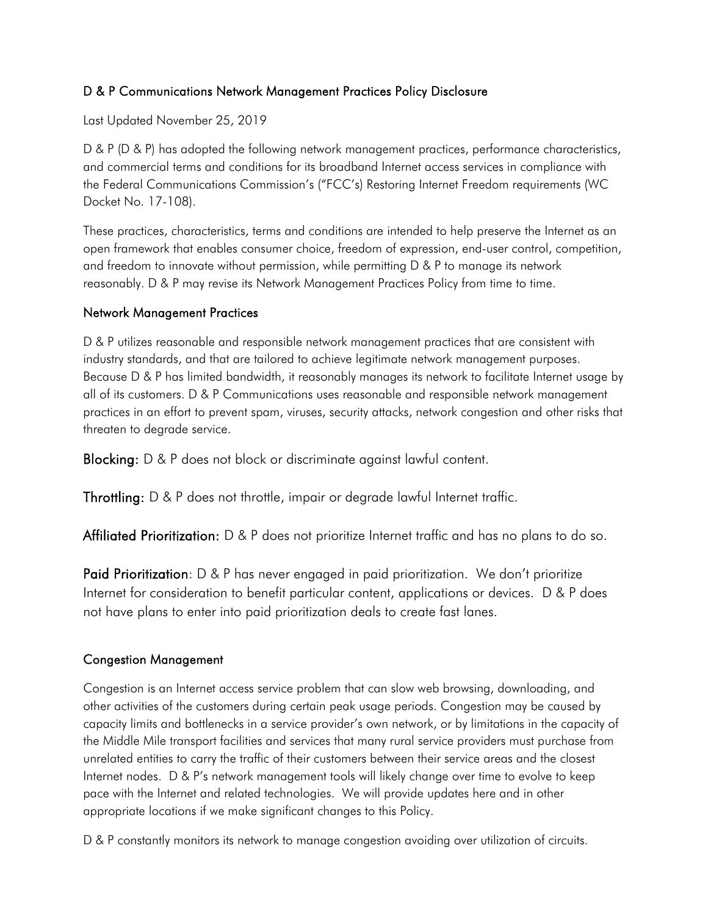## D & P Communications Network Management Practices Policy Disclosure

Last Updated November 25, 2019

D & P (D & P) has adopted the following network management practices, performance characteristics, and commercial terms and conditions for its broadband Internet access services in compliance with the Federal Communications Commission's ("FCC's) Restoring Internet Freedom requirements (WC Docket No. 17-108).

These practices, characteristics, terms and conditions are intended to help preserve the Internet as an open framework that enables consumer choice, freedom of expression, end-user control, competition, and freedom to innovate without permission, while permitting D & P to manage its network reasonably. D & P may revise its Network Management Practices Policy from time to time.

### Network Management Practices

D & P utilizes reasonable and responsible network management practices that are consistent with industry standards, and that are tailored to achieve legitimate network management purposes. Because D & P has limited bandwidth, it reasonably manages its network to facilitate Internet usage by all of its customers. D & P Communications uses reasonable and responsible network management practices in an effort to prevent spam, viruses, security attacks, network congestion and other risks that threaten to degrade service.

**Blocking:** D & P does not block or discriminate against lawful content.

**Throttling:** D & P does not throttle, impair or degrade lawful Internet traffic.

**Affiliated Prioritization:** D & P does not prioritize Internet traffic and has no plans to do so.

**Paid Prioritization**: D & P has never engaged in paid prioritization. We don't prioritize Internet for consideration to benefit particular content, applications or devices. D & P does not have plans to enter into paid prioritization deals to create fast lanes.

### Congestion Management

Congestion is an Internet access service problem that can slow web browsing, downloading, and other activities of the customers during certain peak usage periods. Congestion may be caused by capacity limits and bottlenecks in a service provider's own network, or by limitations in the capacity of the Middle Mile transport facilities and services that many rural service providers must purchase from unrelated entities to carry the traffic of their customers between their service areas and the closest Internet nodes. D & P's network management tools will likely change over time to evolve to keep pace with the Internet and related technologies. We will provide updates here and in other appropriate locations if we make significant changes to this Policy.

D & P constantly monitors its network to manage congestion avoiding over utilization of circuits.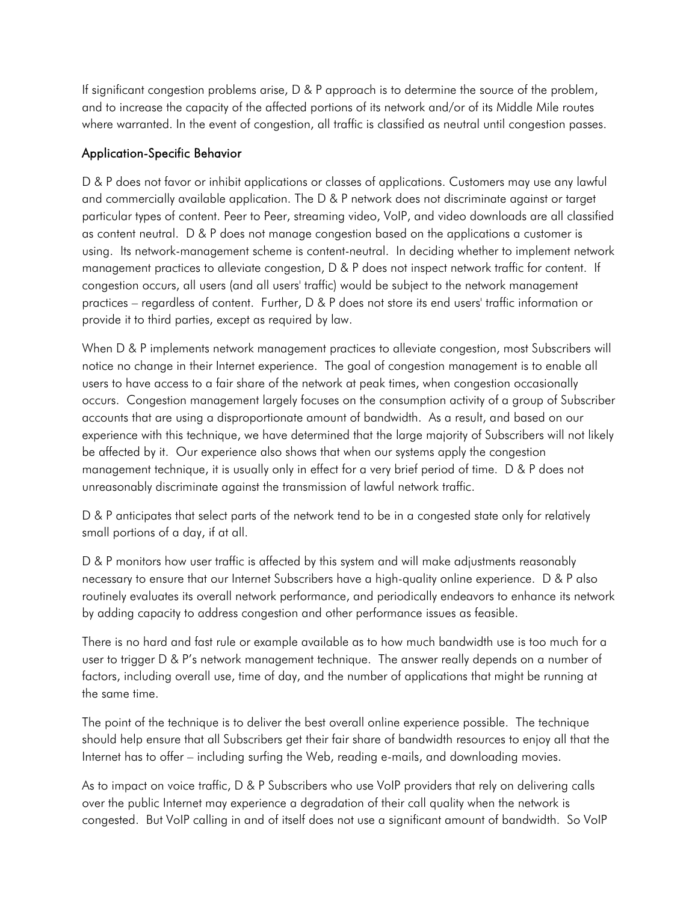If significant congestion problems arise, D & P approach is to determine the source of the problem, and to increase the capacity of the affected portions of its network and/or of its Middle Mile routes where warranted. In the event of congestion, all traffic is classified as neutral until congestion passes.

## Application-Specific Behavior

D & P does not favor or inhibit applications or classes of applications. Customers may use any lawful and commercially available application. The D & P network does not discriminate against or target particular types of content. Peer to Peer, streaming video, VoIP, and video downloads are all classified as content neutral. D & P does not manage congestion based on the applications a customer is using. Its network-management scheme is content-neutral. In deciding whether to implement network management practices to alleviate congestion, D & P does not inspect network traffic for content. If congestion occurs, all users (and all users' traffic) would be subject to the network management practices – regardless of content. Further, D & P does not store its end users' traffic information or provide it to third parties, except as required by law.

When D & P implements network management practices to alleviate congestion, most Subscribers will notice no change in their Internet experience. The goal of congestion management is to enable all users to have access to a fair share of the network at peak times, when congestion occasionally occurs. Congestion management largely focuses on the consumption activity of a group of Subscriber accounts that are using a disproportionate amount of bandwidth. As a result, and based on our experience with this technique, we have determined that the large majority of Subscribers will not likely be affected by it. Our experience also shows that when our systems apply the congestion management technique, it is usually only in effect for a very brief period of time. D & P does not unreasonably discriminate against the transmission of lawful network traffic.

D & P anticipates that select parts of the network tend to be in a congested state only for relatively small portions of a day, if at all.

D & P monitors how user traffic is affected by this system and will make adjustments reasonably necessary to ensure that our Internet Subscribers have a high-quality online experience. D & P also routinely evaluates its overall network performance, and periodically endeavors to enhance its network by adding capacity to address congestion and other performance issues as feasible.

There is no hard and fast rule or example available as to how much bandwidth use is too much for a user to trigger D & P's network management technique. The answer really depends on a number of factors, including overall use, time of day, and the number of applications that might be running at the same time.

The point of the technique is to deliver the best overall online experience possible. The technique should help ensure that all Subscribers get their fair share of bandwidth resources to enjoy all that the Internet has to offer – including surfing the Web, reading e-mails, and downloading movies.

As to impact on voice traffic, D & P Subscribers who use VoIP providers that rely on delivering calls over the public Internet may experience a degradation of their call quality when the network is congested. But VoIP calling in and of itself does not use a significant amount of bandwidth. So VoIP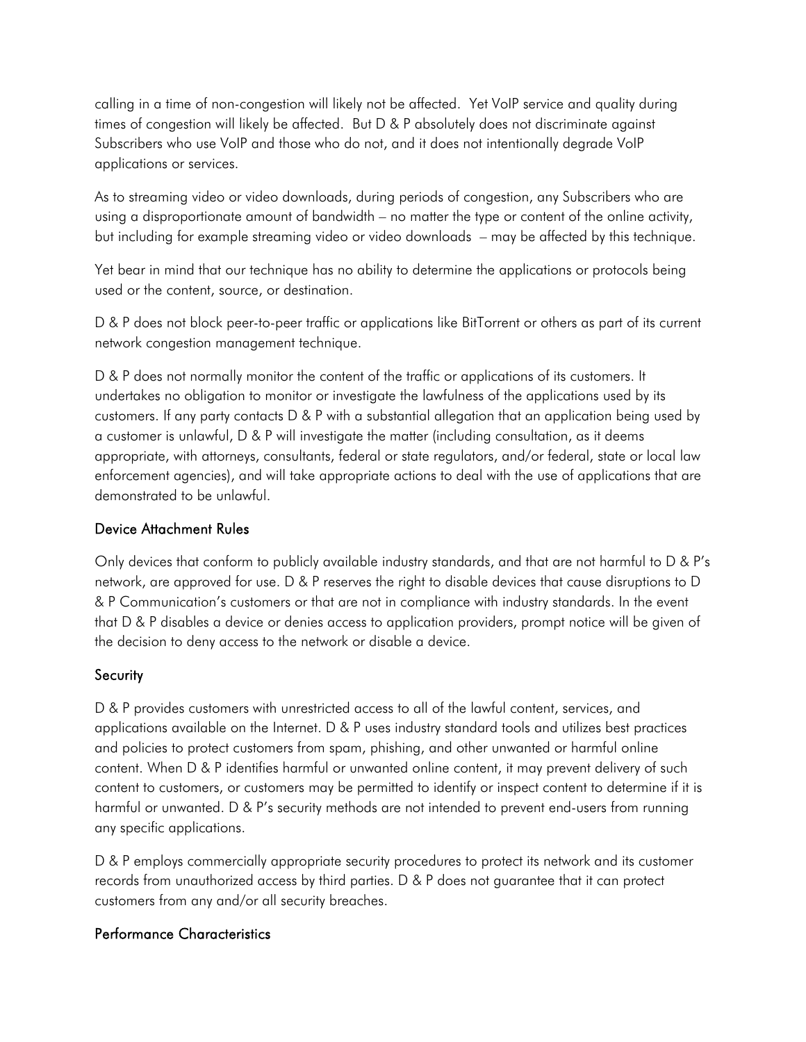calling in a time of non-congestion will likely not be affected. Yet VoIP service and quality during times of congestion will likely be affected. But D & P absolutely does not discriminate against Subscribers who use VoIP and those who do not, and it does not intentionally degrade VoIP applications or services.

As to streaming video or video downloads, during periods of congestion, any Subscribers who are using a disproportionate amount of bandwidth – no matter the type or content of the online activity, but including for example streaming video or video downloads – may be affected by this technique.

Yet bear in mind that our technique has no ability to determine the applications or protocols being used or the content, source, or destination.

D & P does not block peer-to-peer traffic or applications like BitTorrent or others as part of its current network congestion management technique.

D & P does not normally monitor the content of the traffic or applications of its customers. It undertakes no obligation to monitor or investigate the lawfulness of the applications used by its customers. If any party contacts D & P with a substantial allegation that an application being used by a customer is unlawful, D & P will investigate the matter (including consultation, as it deems appropriate, with attorneys, consultants, federal or state regulators, and/or federal, state or local law enforcement agencies), and will take appropriate actions to deal with the use of applications that are demonstrated to be unlawful.

## Device Attachment Rules

Only devices that conform to publicly available industry standards, and that are not harmful to D & P's network, are approved for use. D & P reserves the right to disable devices that cause disruptions to D & P Communication's customers or that are not in compliance with industry standards. In the event that D & P disables a device or denies access to application providers, prompt notice will be given of the decision to deny access to the network or disable a device.

## Security

D & P provides customers with unrestricted access to all of the lawful content, services, and applications available on the Internet. D & P uses industry standard tools and utilizes best practices and policies to protect customers from spam, phishing, and other unwanted or harmful online content. When D & P identifies harmful or unwanted online content, it may prevent delivery of such content to customers, or customers may be permitted to identify or inspect content to determine if it is harmful or unwanted. D & P's security methods are not intended to prevent end-users from running any specific applications.

D & P employs commercially appropriate security procedures to protect its network and its customer records from unauthorized access by third parties. D & P does not guarantee that it can protect customers from any and/or all security breaches.

## Performance Characteristics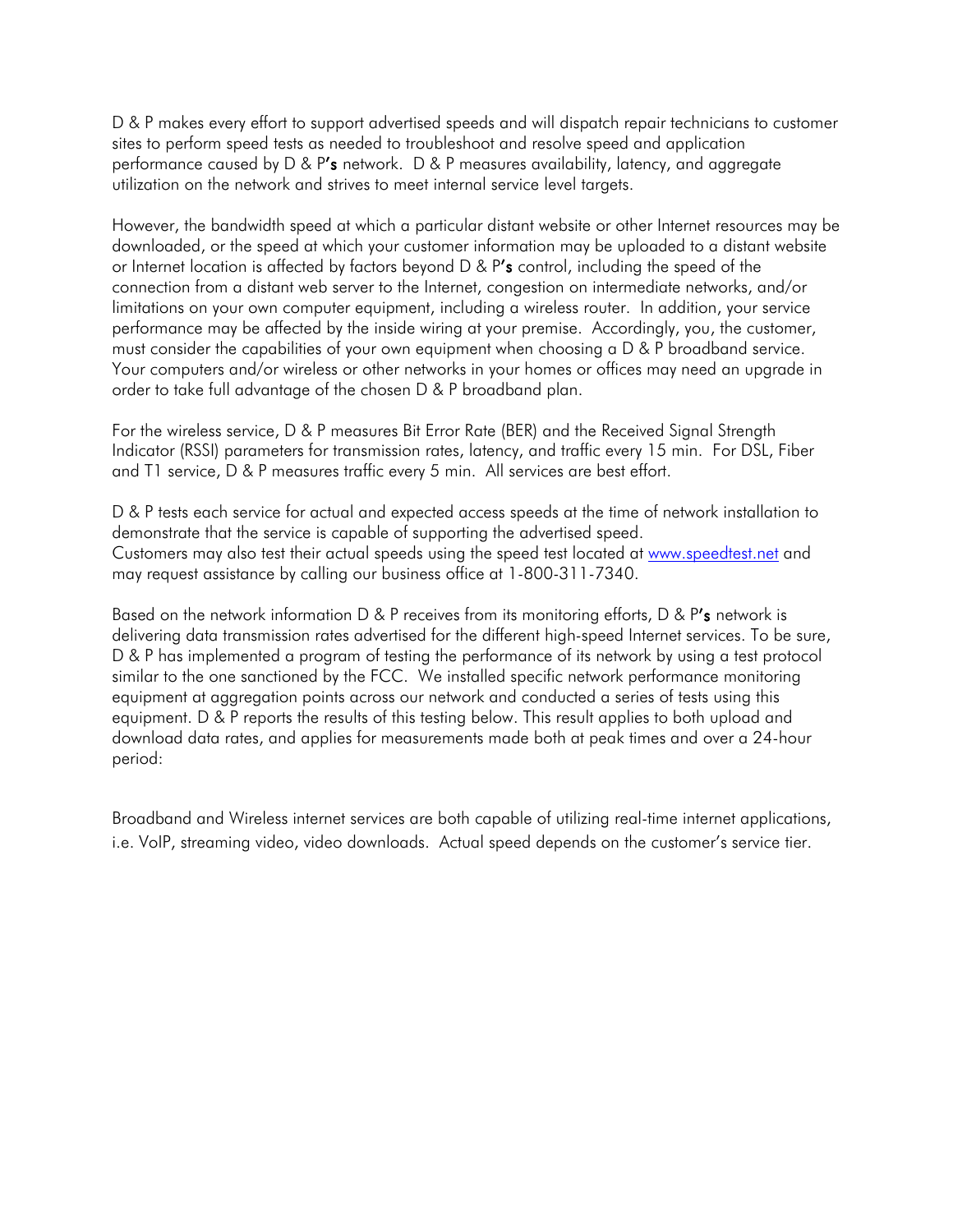D & P makes every effort to support advertised speeds and will dispatch repair technicians to customer sites to perform speed tests as needed to troubleshoot and resolve speed and application performance caused by D & P**'s** network. D & P measures availability, latency, and aggregate utilization on the network and strives to meet internal service level targets.

However, the bandwidth speed at which a particular distant website or other Internet resources may be downloaded, or the speed at which your customer information may be uploaded to a distant website or Internet location is affected by factors beyond D & P**'s** control, including the speed of the connection from a distant web server to the Internet, congestion on intermediate networks, and/or limitations on your own computer equipment, including a wireless router. In addition, your service performance may be affected by the inside wiring at your premise. Accordingly, you, the customer, must consider the capabilities of your own equipment when choosing a D & P broadband service. Your computers and/or wireless or other networks in your homes or offices may need an upgrade in order to take full advantage of the chosen D & P broadband plan.

For the wireless service, D & P measures Bit Error Rate (BER) and the Received Signal Strength Indicator (RSSI) parameters for transmission rates, latency, and traffic every 15 min. For DSL, Fiber and T1 service, D & P measures traffic every 5 min. All services are best effort.

D & P tests each service for actual and expected access speeds at the time of network installation to demonstrate that the service is capable of supporting the advertised speed.
Customers may also test their actual speeds using the speed test located at [www.speedtest.net](http://www.speedtest.net) and may request assistance by calling our business office at 1-800-311-7340.

Based on the network information D & P receives from its monitoring efforts, D & P**'s** network is delivering data transmission rates advertised for the different high-speed Internet services. To be sure, D & P has implemented a program of testing the performance of its network by using a test protocol similar to the one sanctioned by the FCC. We installed specific network performance monitoring equipment at aggregation points across our network and conducted a series of tests using this equipment. D & P reports the results of this testing below. This result applies to both upload and download data rates, and applies for measurements made both at peak times and over a 24-hour period:

Broadband and Wireless internet services are both capable of utilizing real-time internet applications, i.e. VoIP, streaming video, video downloads. Actual speed depends on the customer's service tier.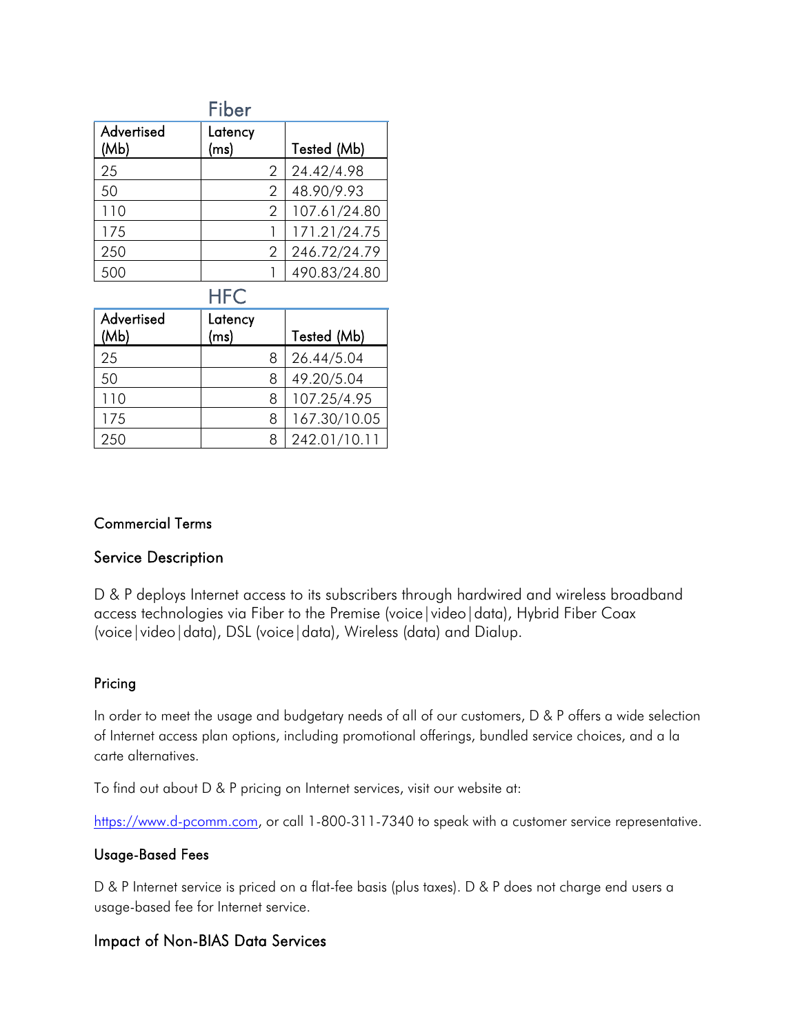### Fiber

| Advertised (Mb) | Latency (ms) | Tested (Mb) |
|---|---|---|
| 25 | 2 | 24.42/4.98 |
| 50 | 2 | 48.90/9.93 |
| 110 | 2 | 107.61/24.80 |
| 175 | 1 | 171.21/24.75 |
| 250 | 2 | 246.72/24.79 |
| 500 | 1 | 490.83/24.80 |

### HFC

| Advertised (Mb) | Latency (ms) | Tested (Mb) |
|---|---|---|
| 25 | 8 | 26.44/5.04 |
| 50 | 8 | 49.20/5.04 |
| 110 | 8 | 107.25/4.95 |
| 175 | 8 | 167.30/10.05 |
| 250 | 8 | 242.01/10.11 |

#### Commercial Terms

### Service Description

D & P deploys Internet access to its subscribers through hardwired and wireless broadband access technologies via Fiber to the Premise (voice|video|data), Hybrid Fiber Coax (voice|video|data), DSL (voice|data), Wireless (data) and Dialup.

#### Pricing

In order to meet the usage and budgetary needs of all of our customers, D & P offers a wide selection of Internet access plan options, including promotional offerings, bundled service choices, and a la carte alternatives.

To find out about D & P pricing on Internet services, visit our website at:

https://www.d-pcomm.com, or call 1-800-311-7340 to speak with a customer service representative.

#### Usage-Based Fees

D & P Internet service is priced on a flat-fee basis (plus taxes). D & P does not charge end users a usage-based fee for Internet service.

### Impact of Non-BIAS Data Services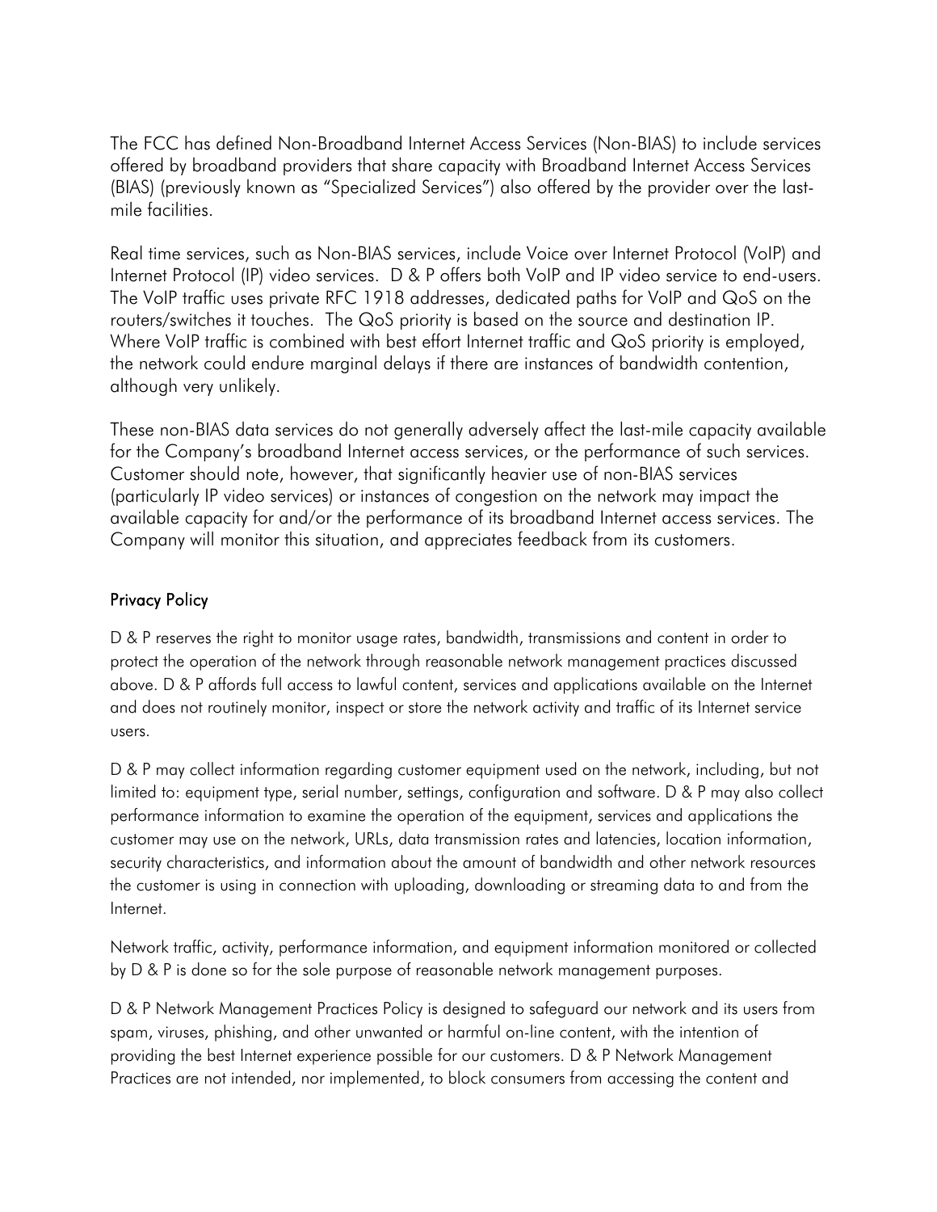The FCC has defined Non-Broadband Internet Access Services (Non-BIAS) to include services offered by broadband providers that share capacity with Broadband Internet Access Services (BIAS) (previously known as "Specialized Services") also offered by the provider over the last-mile facilities.

Real time services, such as Non-BIAS services, include Voice over Internet Protocol (VoIP) and Internet Protocol (IP) video services. D & P offers both VoIP and IP video service to end-users. The VoIP traffic uses private RFC 1918 addresses, dedicated paths for VoIP and QoS on the routers/switches it touches. The QoS priority is based on the source and destination IP. Where VoIP traffic is combined with best effort Internet traffic and QoS priority is employed, the network could endure marginal delays if there are instances of bandwidth contention, although very unlikely.

These non-BIAS data services do not generally adversely affect the last-mile capacity available for the Company's broadband Internet access services, or the performance of such services. Customer should note, however, that significantly heavier use of non-BIAS services (particularly IP video services) or instances of congestion on the network may impact the available capacity for and/or the performance of its broadband Internet access services. The Company will monitor this situation, and appreciates feedback from its customers.

## Privacy Policy

D & P reserves the right to monitor usage rates, bandwidth, transmissions and content in order to protect the operation of the network through reasonable network management practices discussed above. D & P affords full access to lawful content, services and applications available on the Internet and does not routinely monitor, inspect or store the network activity and traffic of its Internet service users.

D & P may collect information regarding customer equipment used on the network, including, but not limited to: equipment type, serial number, settings, configuration and software. D & P may also collect performance information to examine the operation of the equipment, services and applications the customer may use on the network, URLs, data transmission rates and latencies, location information, security characteristics, and information about the amount of bandwidth and other network resources the customer is using in connection with uploading, downloading or streaming data to and from the Internet.

Network traffic, activity, performance information, and equipment information monitored or collected by D & P is done so for the sole purpose of reasonable network management purposes.

D & P Network Management Practices Policy is designed to safeguard our network and its users from spam, viruses, phishing, and other unwanted or harmful on-line content, with the intention of providing the best Internet experience possible for our customers. D & P Network Management Practices are not intended, nor implemented, to block consumers from accessing the content and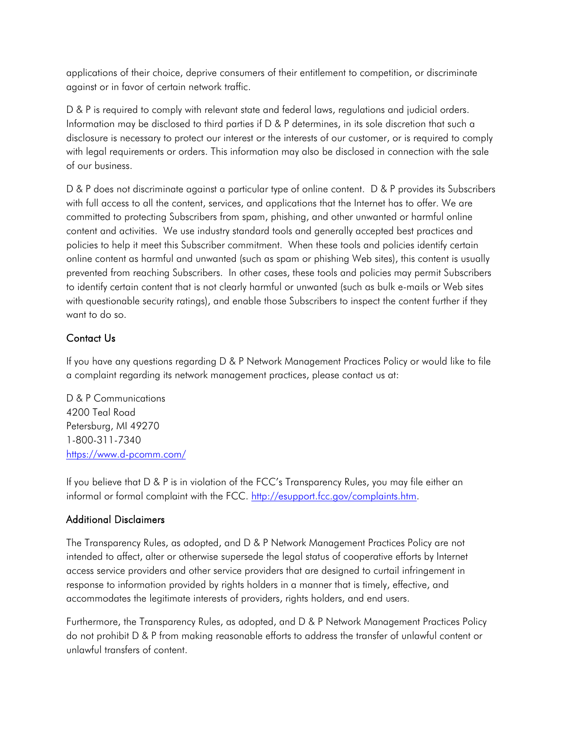applications of their choice, deprive consumers of their entitlement to competition, or discriminate against or in favor of certain network traffic.

D & P is required to comply with relevant state and federal laws, regulations and judicial orders. Information may be disclosed to third parties if D & P determines, in its sole discretion that such a disclosure is necessary to protect our interest or the interests of our customer, or is required to comply with legal requirements or orders. This information may also be disclosed in connection with the sale of our business.

D & P does not discriminate against a particular type of online content. D & P provides its Subscribers with full access to all the content, services, and applications that the Internet has to offer. We are committed to protecting Subscribers from spam, phishing, and other unwanted or harmful online content and activities. We use industry standard tools and generally accepted best practices and policies to help it meet this Subscriber commitment. When these tools and policies identify certain online content as harmful and unwanted (such as spam or phishing Web sites), this content is usually prevented from reaching Subscribers. In other cases, these tools and policies may permit Subscribers to identify certain content that is not clearly harmful or unwanted (such as bulk e-mails or Web sites with questionable security ratings), and enable those Subscribers to inspect the content further if they want to do so.

## Contact Us

If you have any questions regarding D & P Network Management Practices Policy or would like to file a complaint regarding its network management practices, please contact us at:

D & P Communications
4200 Teal Road
Petersburg, MI 49270
1-800-311-7340
[https://www.d-pcomm.com/](https://www.d-pcomm.com/)

If you believe that D & P is in violation of the FCC's Transparency Rules, you may file either an informal or formal complaint with the FCC. [http://esupport.fcc.gov/complaints.htm](http://esupport.fcc.gov/complaints.htm).

## Additional Disclaimers

The Transparency Rules, as adopted, and D & P Network Management Practices Policy are not intended to affect, alter or otherwise supersede the legal status of cooperative efforts by Internet access service providers and other service providers that are designed to curtail infringement in response to information provided by rights holders in a manner that is timely, effective, and accommodates the legitimate interests of providers, rights holders, and end users.

Furthermore, the Transparency Rules, as adopted, and D & P Network Management Practices Policy do not prohibit D & P from making reasonable efforts to address the transfer of unlawful content or unlawful transfers of content.